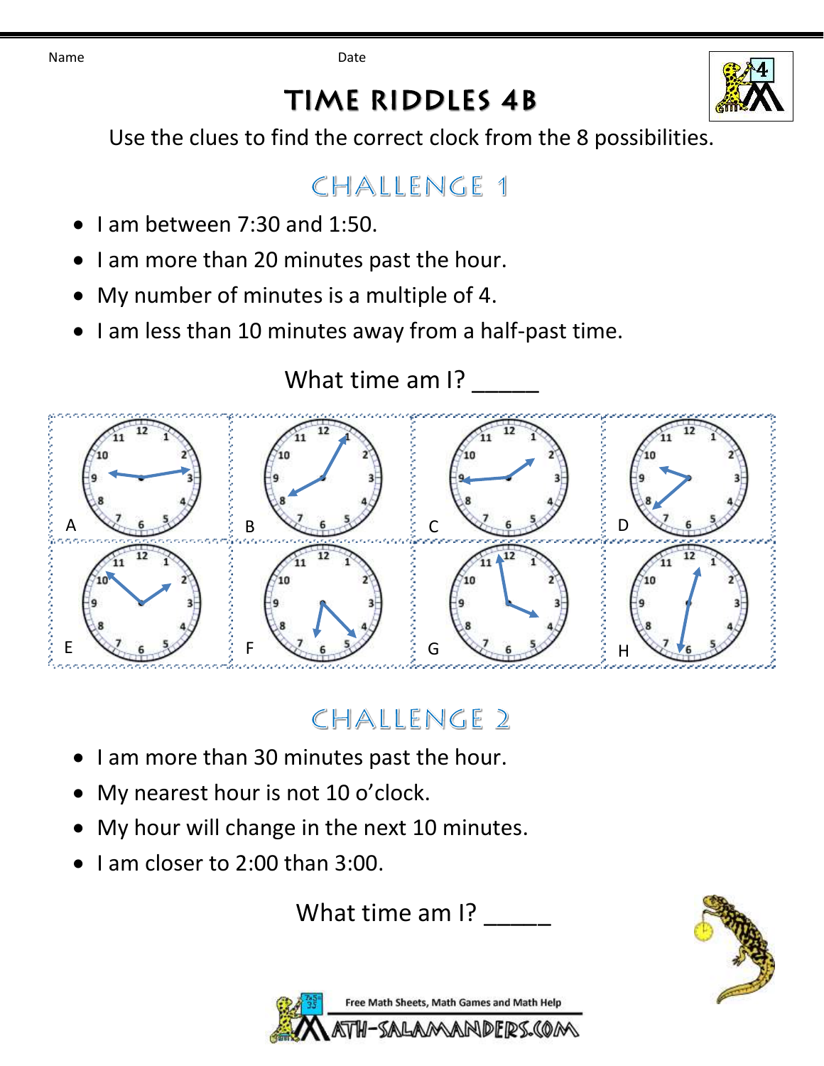Name Date

# TIME RIDDLES 4B

Use the clues to find the correct clock from the 8 possibilities.

## CHALLENGE 1

- I am between 7:30 and 1:50.
- I am more than 20 minutes past the hour.
- My number of minutes is a multiple of 4.
- I am less than 10 minutes away from a half-past time.

What time am I? _____

A B C D

E F G H

## CHALLENGE 2

- I am more than 30 minutes past the hour.
- My nearest hour is not 10 o'clock.
- My hour will change in the next 10 minutes.
- I am closer to 2:00 than 3:00.

What time am I? _____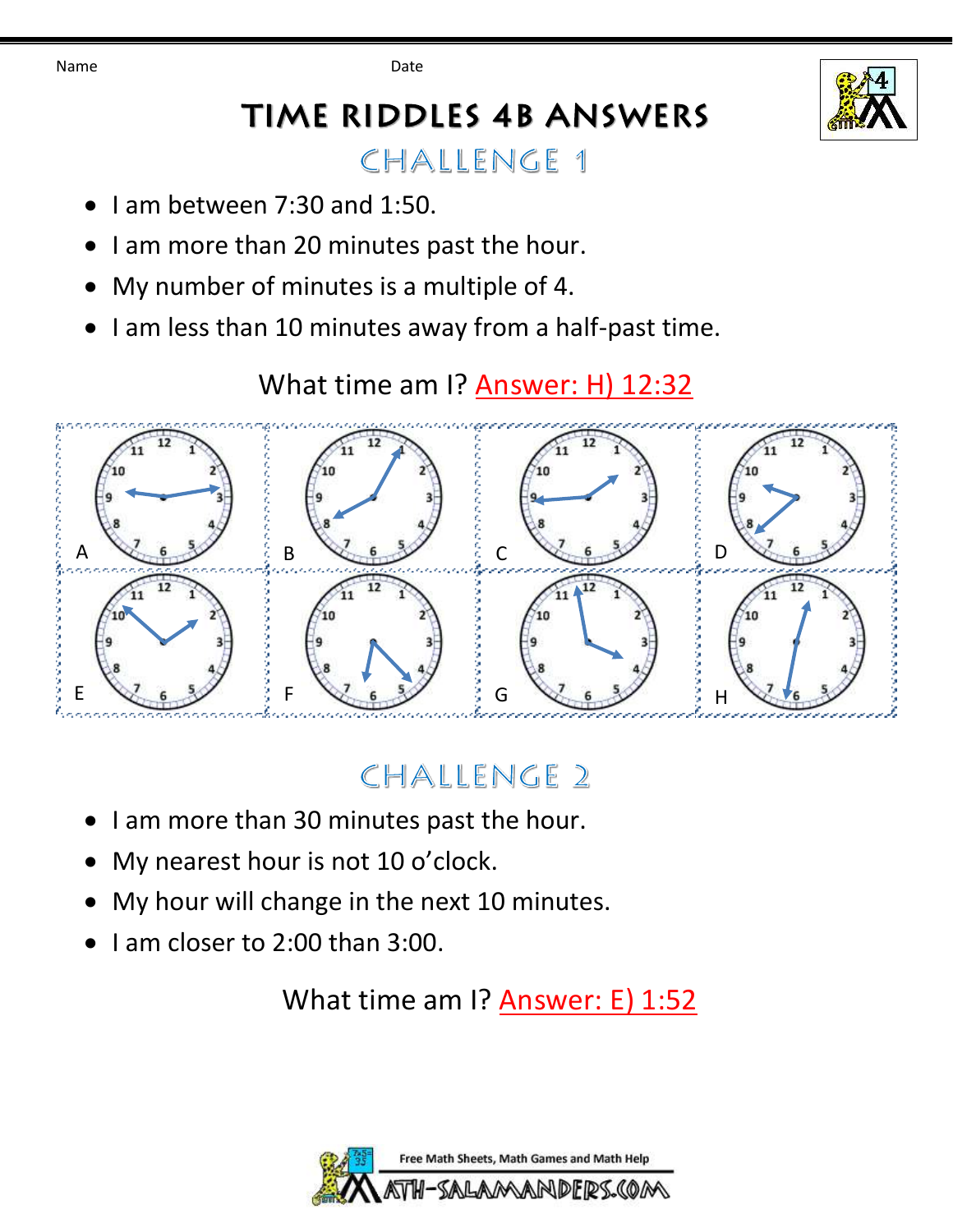Name Date

# TIME RIDDLES 4B ANSWERS

## CHALLENGE 1

- I am between 7:30 and 1:50.
- I am more than 20 minutes past the hour.
- My number of minutes is a multiple of 4.
- I am less than 10 minutes away from a half-past time.

What time am I? Answer: H) 12:32

A

B

C

D

E

F

G

H

## CHALLENGE 2

- I am more than 30 minutes past the hour.
- My nearest hour is not 10 o'clock.
- My hour will change in the next 10 minutes.
- I am closer to 2:00 than 3:00.

What time am I? Answer: E) 1:52